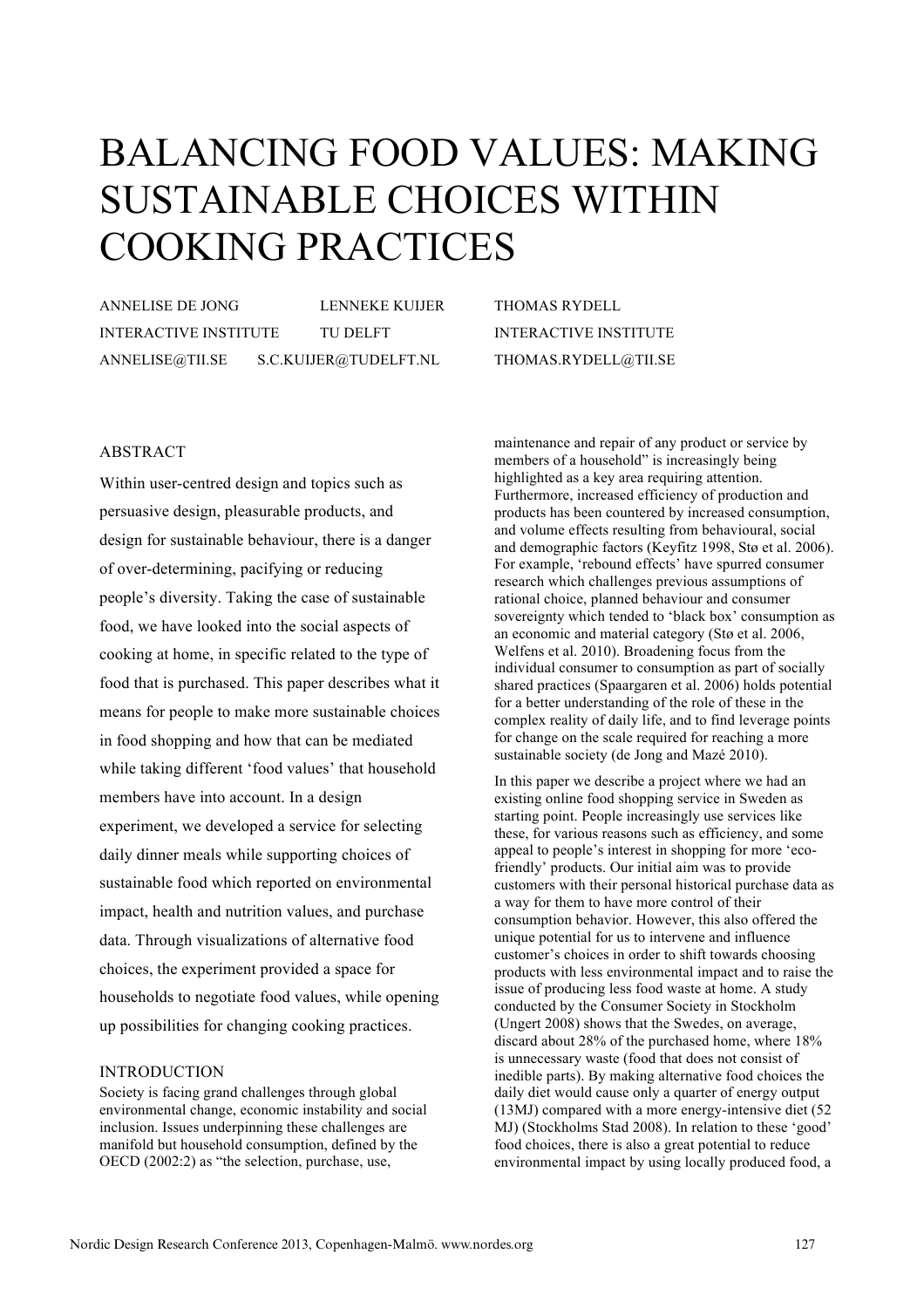# BALANCING FOOD VALUES: MAKING SUSTAINABLE CHOICES WITHIN COOKING PRACTICES

ANNELISE DE JONG
INTERACTIVE INSTITUTE
ANNELISE@TII.SE

LENNEKE KUIJER
TU DELFT
S.C.KUIJER@TUDELFT.NL

THOMAS RYDELL
INTERACTIVE INSTITUTE
THOMAS.RYDELL@TII.SE

## ABSTRACT

Within user-centred design and topics such as persuasive design, pleasurable products, and design for sustainable behaviour, there is a danger of over-determining, pacifying or reducing people's diversity. Taking the case of sustainable food, we have looked into the social aspects of cooking at home, in specific related to the type of food that is purchased. This paper describes what it means for people to make more sustainable choices in food shopping and how that can be mediated while taking different 'food values' that household members have into account. In a design experiment, we developed a service for selecting daily dinner meals while supporting choices of sustainable food which reported on environmental impact, health and nutrition values, and purchase data. Through visualizations of alternative food choices, the experiment provided a space for households to negotiate food values, while opening up possibilities for changing cooking practices.

## INTRODUCTION

Society is facing grand challenges through global environmental change, economic instability and social inclusion. Issues underpinning these challenges are manifold but household consumption, defined by the OECD (2002:2) as "the selection, purchase, use, maintenance and repair of any product or service by members of a household" is increasingly being highlighted as a key area requiring attention. Furthermore, increased efficiency of production and products has been countered by increased consumption, and volume effects resulting from behavioural, social and demographic factors (Keyfitz 1998, Stø et al. 2006). For example, 'rebound effects' have spurred consumer research which challenges previous assumptions of rational choice, planned behaviour and consumer sovereignty which tended to 'black box' consumption as an economic and material category (Stø et al. 2006, Welfens et al. 2010). Broadening focus from the individual consumer to consumption as part of socially shared practices (Spaargaren et al. 2006) holds potential for a better understanding of the role of these in the complex reality of daily life, and to find leverage points for change on the scale required for reaching a more sustainable society (de Jong and Mazé 2010).

In this paper we describe a project where we had an existing online food shopping service in Sweden as starting point. People increasingly use services like these, for various reasons such as efficiency, and some appeal to people's interest in shopping for more 'eco-friendly' products. Our initial aim was to provide customers with their personal historical purchase data as a way for them to have more control of their consumption behavior. However, this also offered the unique potential for us to intervene and influence customer's choices in order to shift towards choosing products with less environmental impact and to raise the issue of producing less food waste at home. A study conducted by the Consumer Society in Stockholm (Ungert 2008) shows that the Swedes, on average, discard about 28% of the purchased home, where 18% is unnecessary waste (food that does not consist of inedible parts). By making alternative food choices the daily diet would cause only a quarter of energy output (13MJ) compared with a more energy-intensive diet (52 MJ) (Stockholms Stad 2008). In relation to these 'good' food choices, there is also a great potential to reduce environmental impact by using locally produced food, a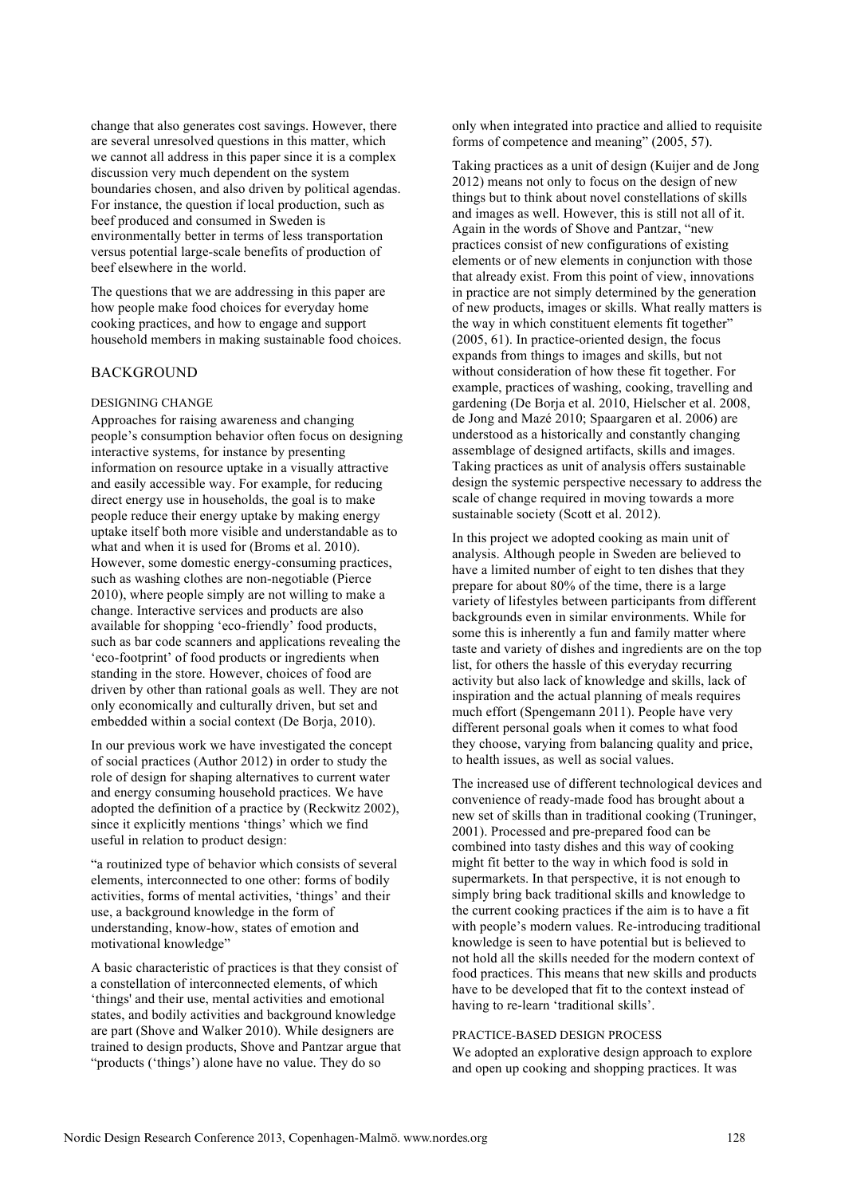change that also generates cost savings. However, there are several unresolved questions in this matter, which we cannot all address in this paper since it is a complex discussion very much dependent on the system boundaries chosen, and also driven by political agendas. For instance, the question if local production, such as beef produced and consumed in Sweden is environmentally better in terms of less transportation versus potential large-scale benefits of production of beef elsewhere in the world.

The questions that we are addressing in this paper are how people make food choices for everyday home cooking practices, and how to engage and support household members in making sustainable food choices.

## BACKGROUND

### DESIGNING CHANGE

Approaches for raising awareness and changing people's consumption behavior often focus on designing interactive systems, for instance by presenting information on resource uptake in a visually attractive and easily accessible way. For example, for reducing direct energy use in households, the goal is to make people reduce their energy uptake by making energy uptake itself both more visible and understandable as to what and when it is used for (Broms et al. 2010). However, some domestic energy-consuming practices, such as washing clothes are non-negotiable (Pierce 2010), where people simply are not willing to make a change. Interactive services and products are also available for shopping 'eco-friendly' food products, such as bar code scanners and applications revealing the 'eco-footprint' of food products or ingredients when standing in the store. However, choices of food are driven by other than rational goals as well. They are not only economically and culturally driven, but set and embedded within a social context (De Borja, 2010).

In our previous work we have investigated the concept of social practices (Author 2012) in order to study the role of design for shaping alternatives to current water and energy consuming household practices. We have adopted the definition of a practice by (Reckwitz 2002), since it explicitly mentions 'things' which we find useful in relation to product design:

"a routinized type of behavior which consists of several elements, interconnected to one other: forms of bodily activities, forms of mental activities, 'things' and their use, a background knowledge in the form of understanding, know-how, states of emotion and motivational knowledge"

A basic characteristic of practices is that they consist of a constellation of interconnected elements, of which 'things' and their use, mental activities and emotional states, and bodily activities and background knowledge are part (Shove and Walker 2010). While designers are trained to design products, Shove and Pantzar argue that "products ('things') alone have no value. They do so only when integrated into practice and allied to requisite forms of competence and meaning" (2005, 57).

Taking practices as a unit of design (Kuijer and de Jong 2012) means not only to focus on the design of new things but to think about novel constellations of skills and images as well. However, this is still not all of it. Again in the words of Shove and Pantzar, "new practices consist of new configurations of existing elements or of new elements in conjunction with those that already exist. From this point of view, innovations in practice are not simply determined by the generation of new products, images or skills. What really matters is the way in which constituent elements fit together" (2005, 61). In practice-oriented design, the focus expands from things to images and skills, but not without consideration of how these fit together. For example, practices of washing, cooking, travelling and gardening (De Borja et al. 2010, Hielscher et al. 2008, de Jong and Mazé 2010; Spaargaren et al. 2006) are understood as a historically and constantly changing assemblage of designed artifacts, skills and images. Taking practices as unit of analysis offers sustainable design the systemic perspective necessary to address the scale of change required in moving towards a more sustainable society (Scott et al. 2012).

In this project we adopted cooking as main unit of analysis. Although people in Sweden are believed to have a limited number of eight to ten dishes that they prepare for about 80% of the time, there is a large variety of lifestyles between participants from different backgrounds even in similar environments. While for some this is inherently a fun and family matter where taste and variety of dishes and ingredients are on the top list, for others the hassle of this everyday recurring activity but also lack of knowledge and skills, lack of inspiration and the actual planning of meals requires much effort (Spengemann 2011). People have very different personal goals when it comes to what food they choose, varying from balancing quality and price, to health issues, as well as social values.

The increased use of different technological devices and convenience of ready-made food has brought about a new set of skills than in traditional cooking (Truninger, 2001). Processed and pre-prepared food can be combined into tasty dishes and this way of cooking might fit better to the way in which food is sold in supermarkets. In that perspective, it is not enough to simply bring back traditional skills and knowledge to the current cooking practices if the aim is to have a fit with people's modern values. Re-introducing traditional knowledge is seen to have potential but is believed to not hold all the skills needed for the modern context of food practices. This means that new skills and products have to be developed that fit to the context instead of having to re-learn 'traditional skills'.

### PRACTICE-BASED DESIGN PROCESS

We adopted an explorative design approach to explore and open up cooking and shopping practices. It was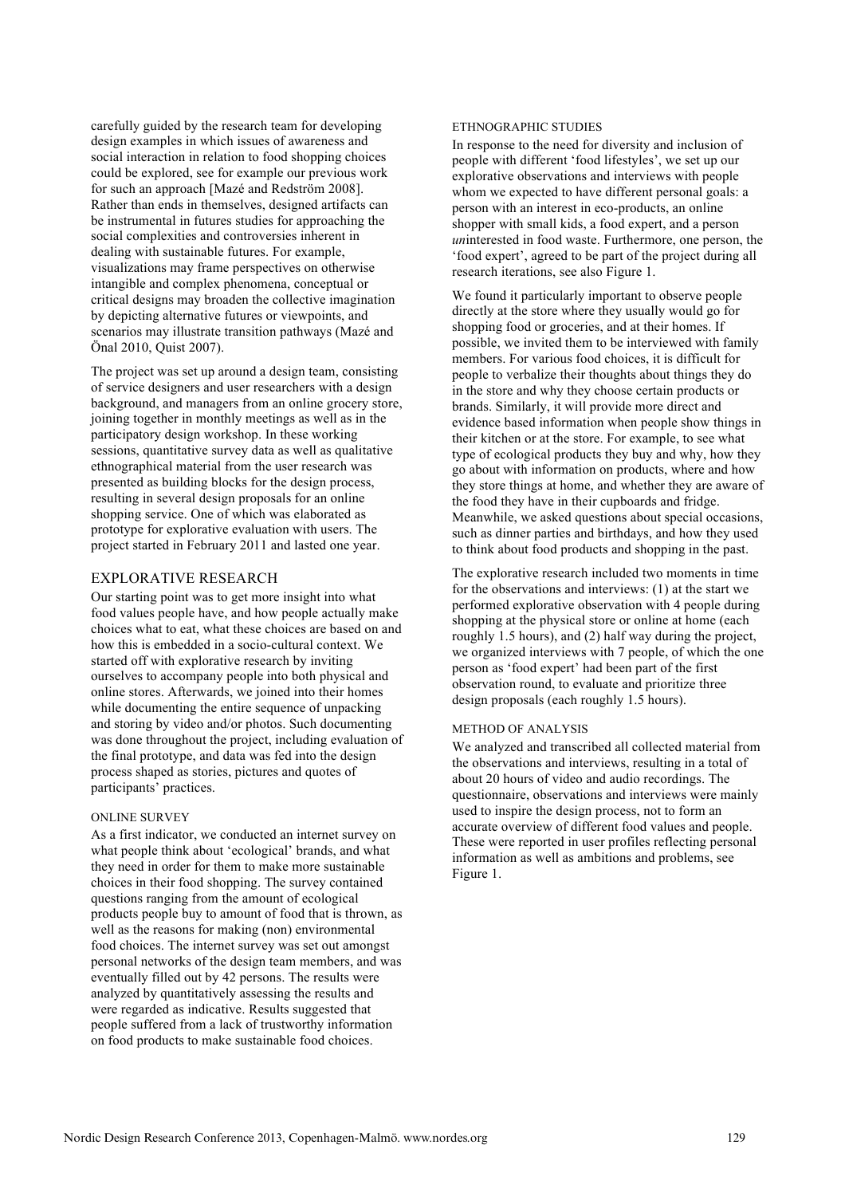carefully guided by the research team for developing design examples in which issues of awareness and social interaction in relation to food shopping choices could be explored, see for example our previous work for such an approach [Mazé and Redström 2008]. Rather than ends in themselves, designed artifacts can be instrumental in futures studies for approaching the social complexities and controversies inherent in dealing with sustainable futures. For example, visualizations may frame perspectives on otherwise intangible and complex phenomena, conceptual or critical designs may broaden the collective imagination by depicting alternative futures or viewpoints, and scenarios may illustrate transition pathways (Mazé and Önal 2010, Quist 2007).

The project was set up around a design team, consisting of service designers and user researchers with a design background, and managers from an online grocery store, joining together in monthly meetings as well as in the participatory design workshop. In these working sessions, quantitative survey data as well as qualitative ethnographical material from the user research was presented as building blocks for the design process, resulting in several design proposals for an online shopping service. One of which was elaborated as prototype for explorative evaluation with users. The project started in February 2011 and lasted one year.

## EXPLORATIVE RESEARCH

Our starting point was to get more insight into what food values people have, and how people actually make choices what to eat, what these choices are based on and how this is embedded in a socio-cultural context. We started off with explorative research by inviting ourselves to accompany people into both physical and online stores. Afterwards, we joined into their homes while documenting the entire sequence of unpacking and storing by video and/or photos. Such documenting was done throughout the project, including evaluation of the final prototype, and data was fed into the design process shaped as stories, pictures and quotes of participants' practices.

### ONLINE SURVEY

As a first indicator, we conducted an internet survey on what people think about 'ecological' brands, and what they need in order for them to make more sustainable choices in their food shopping. The survey contained questions ranging from the amount of ecological products people buy to amount of food that is thrown, as well as the reasons for making (non) environmental food choices. The internet survey was set out amongst personal networks of the design team members, and was eventually filled out by 42 persons. The results were analyzed by quantitatively assessing the results and were regarded as indicative. Results suggested that people suffered from a lack of trustworthy information on food products to make sustainable food choices.

### ETHNOGRAPHIC STUDIES

In response to the need for diversity and inclusion of people with different 'food lifestyles', we set up our explorative observations and interviews with people whom we expected to have different personal goals: a person with an interest in eco-products, an online shopper with small kids, a food expert, and a person *un*interested in food waste. Furthermore, one person, the 'food expert', agreed to be part of the project during all research iterations, see also Figure 1.

We found it particularly important to observe people directly at the store where they usually would go for shopping food or groceries, and at their homes. If possible, we invited them to be interviewed with family members. For various food choices, it is difficult for people to verbalize their thoughts about things they do in the store and why they choose certain products or brands. Similarly, it will provide more direct and evidence based information when people show things in their kitchen or at the store. For example, to see what type of ecological products they buy and why, how they go about with information on products, where and how they store things at home, and whether they are aware of the food they have in their cupboards and fridge. Meanwhile, we asked questions about special occasions, such as dinner parties and birthdays, and how they used to think about food products and shopping in the past.

The explorative research included two moments in time for the observations and interviews: (1) at the start we performed explorative observation with 4 people during shopping at the physical store or online at home (each roughly 1.5 hours), and (2) half way during the project, we organized interviews with 7 people, of which the one person as 'food expert' had been part of the first observation round, to evaluate and prioritize three design proposals (each roughly 1.5 hours).

### METHOD OF ANALYSIS

We analyzed and transcribed all collected material from the observations and interviews, resulting in a total of about 20 hours of video and audio recordings. The questionnaire, observations and interviews were mainly used to inspire the design process, not to form an accurate overview of different food values and people. These were reported in user profiles reflecting personal information as well as ambitions and problems, see Figure 1.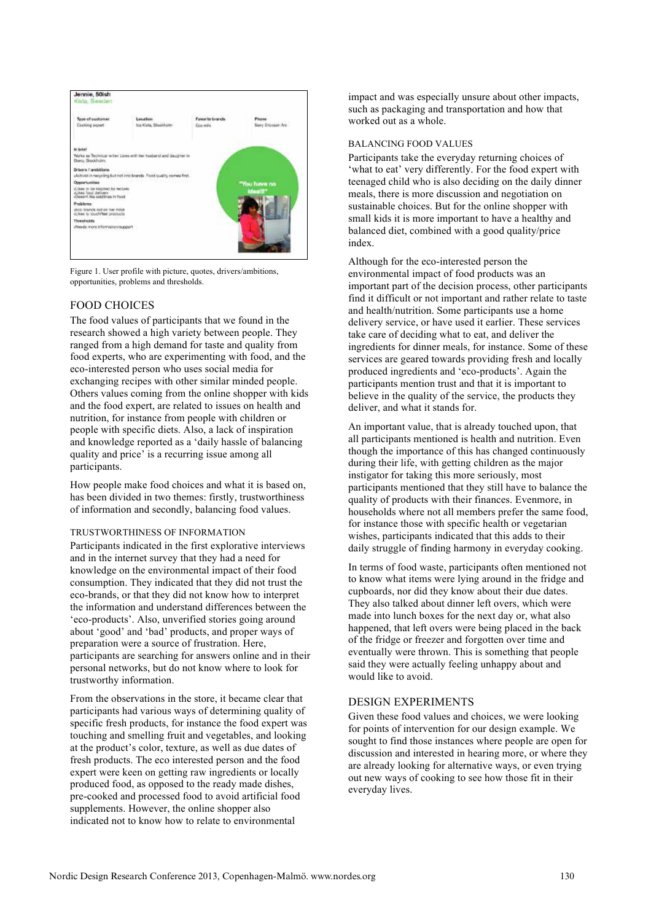Figure 1. User profile with picture, quotes, drivers/ambitions, opportunities, problems and thresholds.

## FOOD CHOICES

The food values of participants that we found in the research showed a high variety between people. They ranged from a high demand for taste and quality from food experts, who are experimenting with food, and the eco-interested person who uses social media for exchanging recipes with other similar minded people. Others values coming from the online shopper with kids and the food expert, are related to issues on health and nutrition, for instance from people with children or people with specific diets. Also, a lack of inspiration and knowledge reported as a 'daily hassle of balancing quality and price' is a recurring issue among all participants.

How people make food choices and what it is based on, has been divided in two themes: firstly, trustworthiness of information and secondly, balancing food values.

### TRUSTWORTHINESS OF INFORMATION

Participants indicated in the first explorative interviews and in the internet survey that they had a need for knowledge on the environmental impact of their food consumption. They indicated that they did not trust the eco-brands, or that they did not know how to interpret the information and understand differences between the 'eco-products'. Also, unverified stories going around about 'good' and 'bad' products, and proper ways of preparation were a source of frustration. Here, participants are searching for answers online and in their personal networks, but do not know where to look for trustworthy information.

From the observations in the store, it became clear that participants had various ways of determining quality of specific fresh products, for instance the food expert was touching and smelling fruit and vegetables, and looking at the product's color, texture, as well as due dates of fresh products. The eco interested person and the food expert were keen on getting raw ingredients or locally produced food, as opposed to the ready made dishes, pre-cooked and processed food to avoid artificial food supplements. However, the online shopper also indicated not to know how to relate to environmental impact and was especially unsure about other impacts, such as packaging and transportation and how that worked out as a whole.

### BALANCING FOOD VALUES

Participants take the everyday returning choices of 'what to eat' very differently. For the food expert with teenaged child who is also deciding on the daily dinner meals, there is more discussion and negotiation on sustainable choices. But for the online shopper with small kids it is more important to have a healthy and balanced diet, combined with a good quality/price index.

Although for the eco-interested person the environmental impact of food products was an important part of the decision process, other participants find it difficult or not important and rather relate to taste and health/nutrition. Some participants use a home delivery service, or have used it earlier. These services take care of deciding what to eat, and deliver the ingredients for dinner meals, for instance. Some of these services are geared towards providing fresh and locally produced ingredients and 'eco-products'. Again the participants mention trust and that it is important to believe in the quality of the service, the products they deliver, and what it stands for.

An important value, that is already touched upon, that all participants mentioned is health and nutrition. Even though the importance of this has changed continuously during their life, with getting children as the major instigator for taking this more seriously, most participants mentioned that they still have to balance the quality of products with their finances. Evenmore, in households where not all members prefer the same food, for instance those with specific health or vegetarian wishes, participants indicated that this adds to their daily struggle of finding harmony in everyday cooking.

In terms of food waste, participants often mentioned not to know what items were lying around in the fridge and cupboards, nor did they know about their due dates. They also talked about dinner left overs, which were made into lunch boxes for the next day or, what also happened, that left overs were being placed in the back of the fridge or freezer and forgotten over time and eventually were thrown. This is something that people said they were actually feeling unhappy about and would like to avoid.

## DESIGN EXPERIMENTS

Given these food values and choices, we were looking for points of intervention for our design example. We sought to find those instances where people are open for discussion and interested in hearing more, or where they are already looking for alternative ways, or even trying out new ways of cooking to see how those fit in their everyday lives.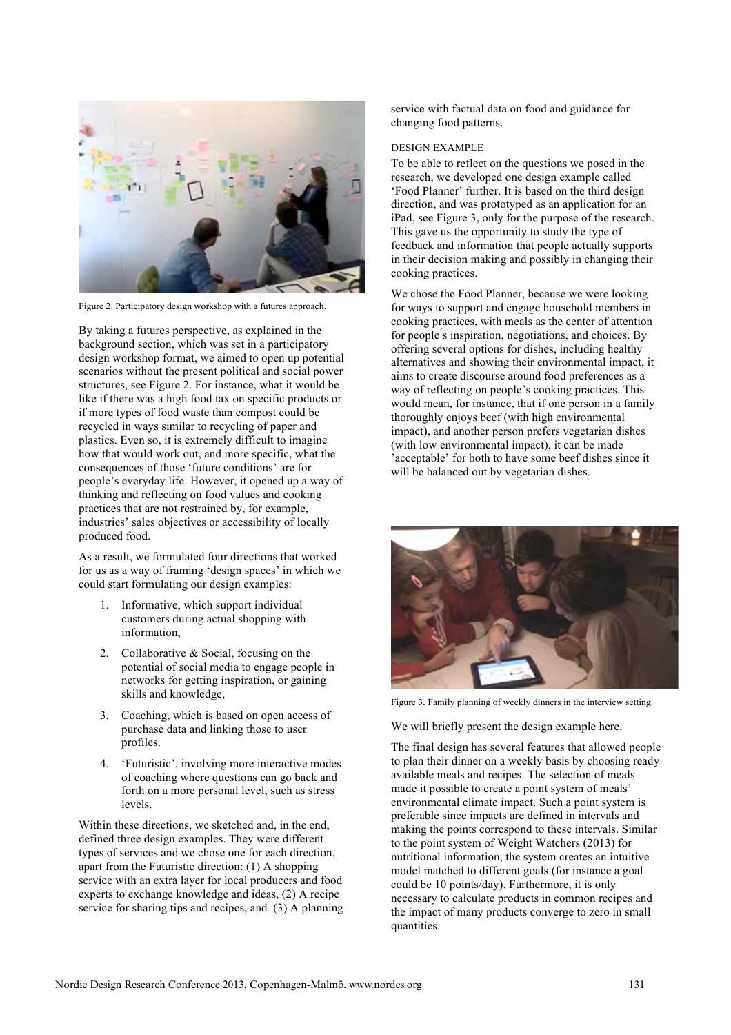Figure 2. Participatory design workshop with a futures approach.

By taking a futures perspective, as explained in the background section, which was set in a participatory design workshop format, we aimed to open up potential scenarios without the present political and social power structures, see Figure 2. For instance, what it would be like if there was a high food tax on specific products or if more types of food waste than compost could be recycled in ways similar to recycling of paper and plastics. Even so, it is extremely difficult to imagine how that would work out, and more specific, what the consequences of those 'future conditions' are for people's everyday life. However, it opened up a way of thinking and reflecting on food values and cooking practices that are not restrained by, for example, industries' sales objectives or accessibility of locally produced food.

As a result, we formulated four directions that worked for us as a way of framing 'design spaces' in which we could start formulating our design examples:

1. Informative, which support individual customers during actual shopping with information,
2. Collaborative & Social, focusing on the potential of social media to engage people in networks for getting inspiration, or gaining skills and knowledge,
3. Coaching, which is based on open access of purchase data and linking those to user profiles.
4. 'Futuristic', involving more interactive modes of coaching where questions can go back and forth on a more personal level, such as stress levels.

Within these directions, we sketched and, in the end, defined three design examples. They were different types of services and we chose one for each direction, apart from the Futuristic direction: (1) A shopping service with an extra layer for local producers and food experts to exchange knowledge and ideas, (2) A recipe service for sharing tips and recipes, and (3) A planning service with factual data on food and guidance for changing food patterns.

## DESIGN EXAMPLE

To be able to reflect on the questions we posed in the research, we developed one design example called 'Food Planner' further. It is based on the third design direction, and was prototyped as an application for an iPad, see Figure 3, only for the purpose of the research. This gave us the opportunity to study the type of feedback and information that people actually supports in their decision making and possibly in changing their cooking practices.

We chose the Food Planner, because we were looking for ways to support and engage household members in cooking practices, with meals as the center of attention for people´s inspiration, negotiations, and choices. By offering several options for dishes, including healthy alternatives and showing their environmental impact, it aims to create discourse around food preferences as a way of reflecting on people's cooking practices. This would mean, for instance, that if one person in a family thoroughly enjoys beef (with high environmental impact), and another person prefers vegetarian dishes (with low environmental impact), it can be made 'acceptable' for both to have some beef dishes since it will be balanced out by vegetarian dishes.

Figure 3. Family planning of weekly dinners in the interview setting.

We will briefly present the design example here.

The final design has several features that allowed people to plan their dinner on a weekly basis by choosing ready available meals and recipes. The selection of meals made it possible to create a point system of meals' environmental climate impact. Such a point system is preferable since impacts are defined in intervals and making the points correspond to these intervals. Similar to the point system of Weight Watchers (2013) for nutritional information, the system creates an intuitive model matched to different goals (for instance a goal could be 10 points/day). Furthermore, it is only necessary to calculate products in common recipes and the impact of many products converge to zero in small quantities.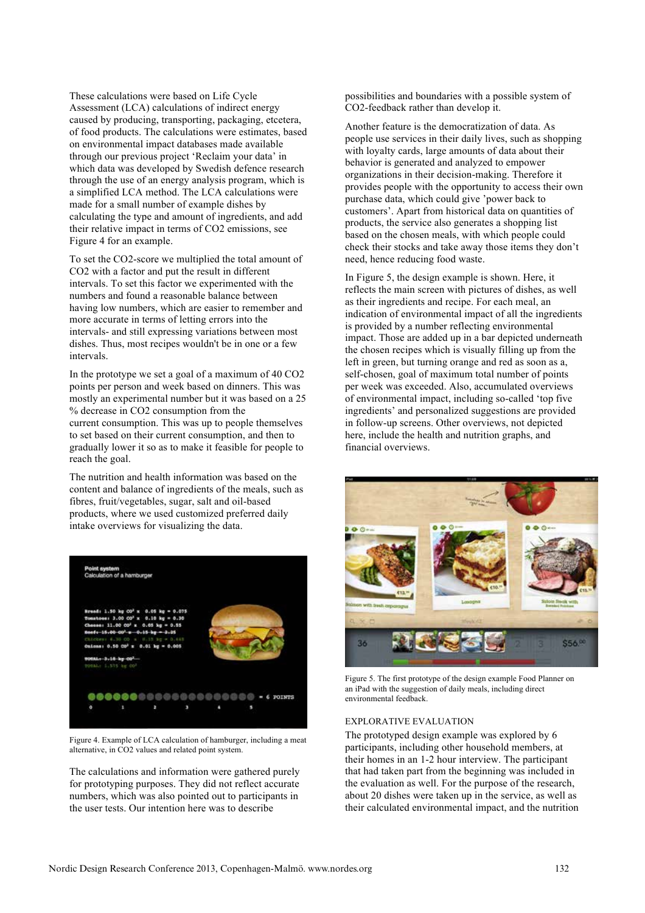These calculations were based on Life Cycle Assessment (LCA) calculations of indirect energy caused by producing, transporting, packaging, etcetera, of food products. The calculations were estimates, based on environmental impact databases made available through our previous project 'Reclaim your data' in which data was developed by Swedish defence research through the use of an energy analysis program, which is a simplified LCA method. The LCA calculations were made for a small number of example dishes by calculating the type and amount of ingredients, and add their relative impact in terms of $CO_2$ emissions, see Figure 4 for an example.

To set the $CO_2$-score we multiplied the total amount of $CO_2$ with a factor and put the result in different intervals. To set this factor we experimented with the numbers and found a reasonable balance between having low numbers, which are easier to remember and more accurate in terms of letting errors into the intervals- and still expressing variations between most dishes. Thus, most recipes wouldn't be in one or a few intervals.

In the prototype we set a goal of a maximum of 40 $CO_2$ points per person and week based on dinners. This was mostly an experimental number but it was based on a 25 % decrease in $CO_2$ consumption from the current consumption. This was up to people themselves to set based on their current consumption, and then to gradually lower it so as to make it feasible for people to reach the goal.

The nutrition and health information was based on the content and balance of ingredients of the meals, such as fibres, fruit/vegetables, sugar, salt and oil-based products, where we used customized preferred daily intake overviews for visualizing the data.

Figure 4. Example of LCA calculation of hamburger, including a meat alternative, in $CO_2$ values and related point system.

The calculations and information were gathered purely for prototyping purposes. They did not reflect accurate numbers, which was also pointed out to participants in the user tests. Our intention here was to describe possibilities and boundaries with a possible system of $CO_2$-feedback rather than develop it.

Another feature is the democratization of data. As people use services in their daily lives, such as shopping with loyalty cards, large amounts of data about their behavior is generated and analyzed to empower organizations in their decision-making. Therefore it provides people with the opportunity to access their own purchase data, which could give 'power back to customers'. Apart from historical data on quantities of products, the service also generates a shopping list based on the chosen meals, with which people could check their stocks and take away those items they don't need, hence reducing food waste.

In Figure 5, the design example is shown. Here, it reflects the main screen with pictures of dishes, as well as their ingredients and recipe. For each meal, an indication of environmental impact of all the ingredients is provided by a number reflecting environmental impact. Those are added up in a bar depicted underneath the chosen recipes which is visually filling up from the left in green, but turning orange and red as soon as a, self-chosen, goal of maximum total number of points per week was exceeded. Also, accumulated overviews of environmental impact, including so-called 'top five ingredients' and personalized suggestions are provided in follow-up screens. Other overviews, not depicted here, include the health and nutrition graphs, and financial overviews.

Figure 5. The first prototype of the design example Food Planner on an iPad with the suggestion of daily meals, including direct environmental feedback.

## EXPLORATIVE EVALUATION

The prototyped design example was explored by 6 participants, including other household members, at their homes in an 1-2 hour interview. The participant that had taken part from the beginning was included in the evaluation as well. For the purpose of the research, about 20 dishes were taken up in the service, as well as their calculated environmental impact, and the nutrition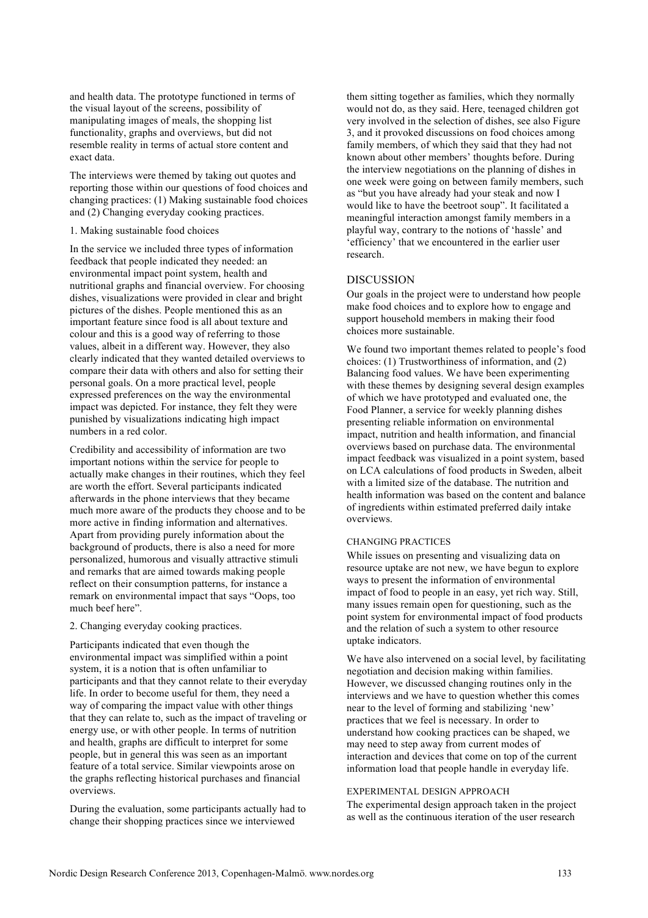and health data. The prototype functioned in terms of the visual layout of the screens, possibility of manipulating images of meals, the shopping list functionality, graphs and overviews, but did not resemble reality in terms of actual store content and exact data.

The interviews were themed by taking out quotes and reporting those within our questions of food choices and changing practices: (1) Making sustainable food choices and (2) Changing everyday cooking practices.

1. Making sustainable food choices

In the service we included three types of information feedback that people indicated they needed: an environmental impact point system, health and nutritional graphs and financial overview. For choosing dishes, visualizations were provided in clear and bright pictures of the dishes. People mentioned this as an important feature since food is all about texture and colour and this is a good way of referring to those values, albeit in a different way. However, they also clearly indicated that they wanted detailed overviews to compare their data with others and also for setting their personal goals. On a more practical level, people expressed preferences on the way the environmental impact was depicted. For instance, they felt they were punished by visualizations indicating high impact numbers in a red color.

Credibility and accessibility of information are two important notions within the service for people to actually make changes in their routines, which they feel are worth the effort. Several participants indicated afterwards in the phone interviews that they became much more aware of the products they choose and to be more active in finding information and alternatives. Apart from providing purely information about the background of products, there is also a need for more personalized, humorous and visually attractive stimuli and remarks that are aimed towards making people reflect on their consumption patterns, for instance a remark on environmental impact that says "Oops, too much beef here".

2. Changing everyday cooking practices.

Participants indicated that even though the environmental impact was simplified within a point system, it is a notion that is often unfamiliar to participants and that they cannot relate to their everyday life. In order to become useful for them, they need a way of comparing the impact value with other things that they can relate to, such as the impact of traveling or energy use, or with other people. In terms of nutrition and health, graphs are difficult to interpret for some people, but in general this was seen as an important feature of a total service. Similar viewpoints arose on the graphs reflecting historical purchases and financial overviews.

During the evaluation, some participants actually had to change their shopping practices since we interviewed them sitting together as families, which they normally would not do, as they said. Here, teenaged children got very involved in the selection of dishes, see also Figure 3, and it provoked discussions on food choices among family members, of which they said that they had not known about other members' thoughts before. During the interview negotiations on the planning of dishes in one week were going on between family members, such as "but you have already had your steak and now I would like to have the beetroot soup". It facilitated a meaningful interaction amongst family members in a playful way, contrary to the notions of 'hassle' and 'efficiency' that we encountered in the earlier user research.

## DISCUSSION

Our goals in the project were to understand how people make food choices and to explore how to engage and support household members in making their food choices more sustainable.

We found two important themes related to people's food choices: (1) Trustworthiness of information, and (2) Balancing food values. We have been experimenting with these themes by designing several design examples of which we have prototyped and evaluated one, the Food Planner, a service for weekly planning dishes presenting reliable information on environmental impact, nutrition and health information, and financial overviews based on purchase data. The environmental impact feedback was visualized in a point system, based on LCA calculations of food products in Sweden, albeit with a limited size of the database. The nutrition and health information was based on the content and balance of ingredients within estimated preferred daily intake overviews.

### CHANGING PRACTICES

While issues on presenting and visualizing data on resource uptake are not new, we have begun to explore ways to present the information of environmental impact of food to people in an easy, yet rich way. Still, many issues remain open for questioning, such as the point system for environmental impact of food products and the relation of such a system to other resource uptake indicators.

We have also intervened on a social level, by facilitating negotiation and decision making within families. However, we discussed changing routines only in the interviews and we have to question whether this comes near to the level of forming and stabilizing 'new' practices that we feel is necessary. In order to understand how cooking practices can be shaped, we may need to step away from current modes of interaction and devices that come on top of the current information load that people handle in everyday life.

### EXPERIMENTAL DESIGN APPROACH

The experimental design approach taken in the project as well as the continuous iteration of the user research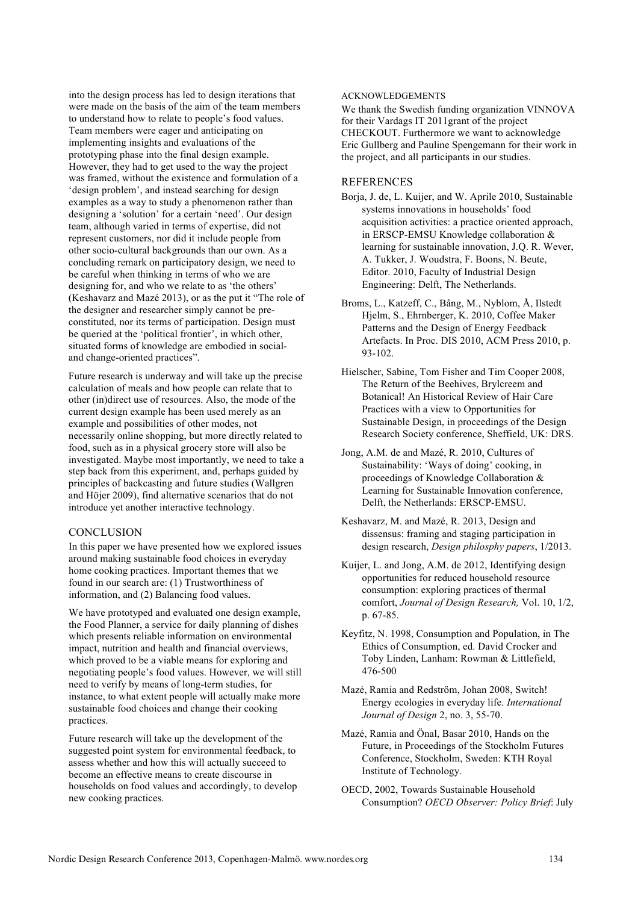into the design process has led to design iterations that were made on the basis of the aim of the team members to understand how to relate to people's food values. Team members were eager and anticipating on implementing insights and evaluations of the prototyping phase into the final design example. However, they had to get used to the way the project was framed, without the existence and formulation of a 'design problem', and instead searching for design examples as a way to study a phenomenon rather than designing a 'solution' for a certain 'need'. Our design team, although varied in terms of expertise, did not represent customers, nor did it include people from other socio-cultural backgrounds than our own. As a concluding remark on participatory design, we need to be careful when thinking in terms of who we are designing for, and who we relate to as 'the others' (Keshavarz and Mazé 2013), or as the put it "The role of the designer and researcher simply cannot be pre-constituted, nor its terms of participation. Design must be queried at the 'political frontier', in which other, situated forms of knowledge are embodied in social- and change-oriented practices".

Future research is underway and will take up the precise calculation of meals and how people can relate that to other (in)direct use of resources. Also, the mode of the current design example has been used merely as an example and possibilities of other modes, not necessarily online shopping, but more directly related to food, such as in a physical grocery store will also be investigated. Maybe most importantly, we need to take a step back from this experiment, and, perhaps guided by principles of backcasting and future studies (Wallgren and Höjer 2009), find alternative scenarios that do not introduce yet another interactive technology.

## CONCLUSION

In this paper we have presented how we explored issues around making sustainable food choices in everyday home cooking practices. Important themes that we found in our search are: (1) Trustworthiness of information, and (2) Balancing food values.

We have prototyped and evaluated one design example, the Food Planner, a service for daily planning of dishes which presents reliable information on environmental impact, nutrition and health and financial overviews, which proved to be a viable means for exploring and negotiating people's food values. However, we will still need to verify by means of long-term studies, for instance, to what extent people will actually make more sustainable food choices and change their cooking practices.

Future research will take up the development of the suggested point system for environmental feedback, to assess whether and how this will actually succeed to become an effective means to create discourse in households on food values and accordingly, to develop new cooking practices.

### ACKNOWLEDGEMENTS

We thank the Swedish funding organization VINNOVA for their Vardags IT 2011grant of the project CHECKOUT. Furthermore we want to acknowledge Eric Gullberg and Pauline Spengemann for their work in the project, and all participants in our studies.

## REFERENCES

Borja, J. de, L. Kuijer, and W. Aprile 2010, Sustainable systems innovations in households' food acquisition activities: a practice oriented approach, in ERSCP-EMSU Knowledge collaboration & learning for sustainable innovation, J.Q. R. Wever, A. Tukker, J. Woudstra, F. Boons, N. Beute, Editor. 2010, Faculty of Industrial Design Engineering: Delft, The Netherlands.

Broms, L., Katzeff, C., Bång, M., Nyblom, Å, Ilstedt Hjelm, S., Ehrnberger, K. 2010, Coffee Maker Patterns and the Design of Energy Feedback Artefacts. In Proc. DIS 2010, ACM Press 2010, p. 93-102.

Hielscher, Sabine, Tom Fisher and Tim Cooper 2008, The Return of the Beehives, Brylcreem and Botanical! An Historical Review of Hair Care Practices with a view to Opportunities for Sustainable Design, in proceedings of the Design Research Society conference, Sheffield, UK: DRS.

Jong, A.M. de and Mazé, R. 2010, Cultures of Sustainability: 'Ways of doing' cooking, in proceedings of Knowledge Collaboration & Learning for Sustainable Innovation conference, Delft, the Netherlands: ERSCP-EMSU.

Keshavarz, M. and Mazé, R. 2013, Design and dissensus: framing and staging participation in design research, *Design philosphy papers*, 1/2013.

Kuijer, L. and Jong, A.M. de 2012, Identifying design opportunities for reduced household resource consumption: exploring practices of thermal comfort, *Journal of Design Research,* Vol. 10, 1/2, p. 67-85.

Keyfitz, N. 1998, Consumption and Population, in The Ethics of Consumption, ed. David Crocker and Toby Linden, Lanham: Rowman & Littlefield, 476-500

Mazé, Ramia and Redström, Johan 2008, Switch! Energy ecologies in everyday life. *International Journal of Design* 2, no. 3, 55-70.

Mazé, Ramia and Önal, Basar 2010, Hands on the Future, in Proceedings of the Stockholm Futures Conference, Stockholm, Sweden: KTH Royal Institute of Technology.

OECD, 2002, Towards Sustainable Household Consumption? *OECD Observer: Policy Brief*: July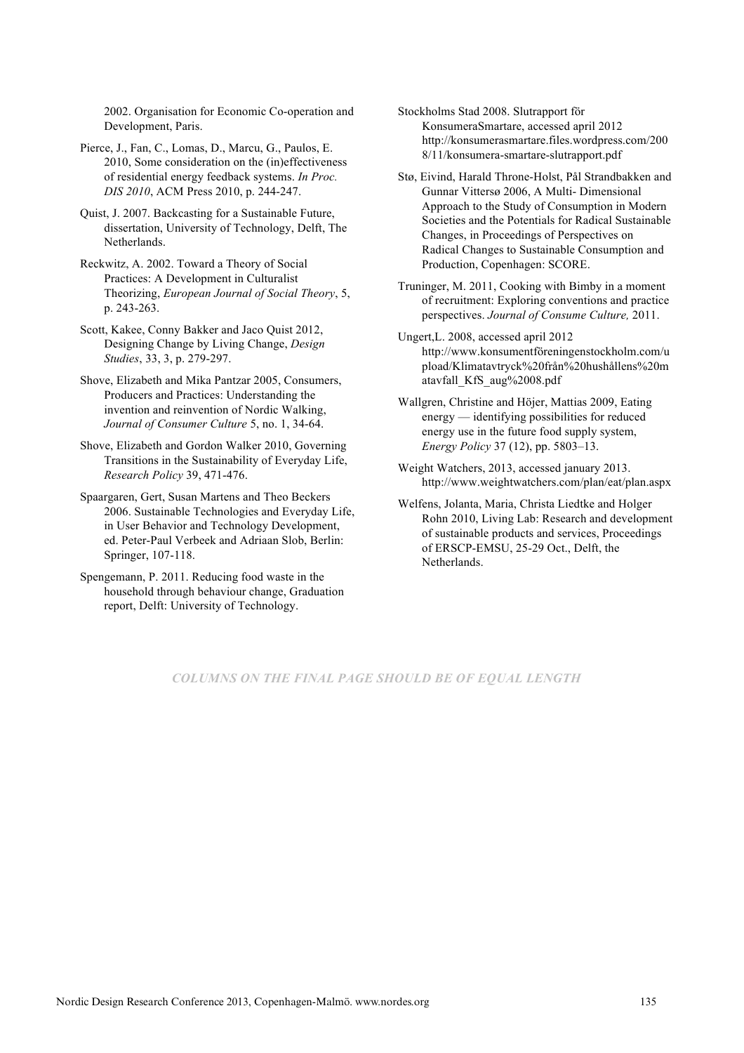2002. Organisation for Economic Co-operation and Development, Paris.

Pierce, J., Fan, C., Lomas, D., Marcu, G., Paulos, E. 2010, Some consideration on the (in)effectiveness of residential energy feedback systems. *In Proc. DIS 2010*, ACM Press 2010, p. 244-247.

Quist, J. 2007. Backcasting for a Sustainable Future, dissertation, University of Technology, Delft, The Netherlands.

Reckwitz, A. 2002. Toward a Theory of Social Practices: A Development in Culturalist Theorizing, *European Journal of Social Theory*, 5, p. 243-263.

Scott, Kakee, Conny Bakker and Jaco Quist 2012, Designing Change by Living Change, *Design Studies*, 33, 3, p. 279-297.

Shove, Elizabeth and Mika Pantzar 2005, Consumers, Producers and Practices: Understanding the invention and reinvention of Nordic Walking, *Journal of Consumer Culture* 5, no. 1, 34-64.

Shove, Elizabeth and Gordon Walker 2010, Governing Transitions in the Sustainability of Everyday Life, *Research Policy* 39, 471-476.

Spaargaren, Gert, Susan Martens and Theo Beckers 2006. Sustainable Technologies and Everyday Life, in User Behavior and Technology Development, ed. Peter-Paul Verbeek and Adriaan Slob, Berlin: Springer, 107-118.

Spengemann, P. 2011. Reducing food waste in the household through behaviour change, Graduation report, Delft: University of Technology.

Stockholms Stad 2008. Slutrapport för KonsumeraSmartare, accessed april 2012 http://konsumerasmartare.files.wordpress.com/2008/11/konsumera-smartare-slutrapport.pdf

Stø, Eivind, Harald Throne-Holst, Pål Strandbakken and Gunnar Vittersø 2006, A Multi- Dimensional Approach to the Study of Consumption in Modern Societies and the Potentials for Radical Sustainable Changes, in Proceedings of Perspectives on Radical Changes to Sustainable Consumption and Production, Copenhagen: SCORE.

Truninger, M. 2011, Cooking with Bimby in a moment of recruitment: Exploring conventions and practice perspectives. *Journal of Consume Culture,* 2011.

Ungert,L. 2008, accessed april 2012 http://www.konsumentföreningenstockholm.com/upload/Klimatavtryck%20från%20hushållens%20matavfall_KfS_aug%2008.pdf

Wallgren, Christine and Höjer, Mattias 2009, Eating energy — identifying possibilities for reduced energy use in the future food supply system, *Energy Policy* 37 (12), pp. 5803–13.

Weight Watchers, 2013, accessed january 2013. http://www.weightwatchers.com/plan/eat/plan.aspx

Welfens, Jolanta, Maria, Christa Liedtke and Holger Rohn 2010, Living Lab: Research and development of sustainable products and services, Proceedings of ERSCP-EMSU, 25-29 Oct., Delft, the Netherlands.

*COLUMNS ON THE FINAL PAGE SHOULD BE OF EQUAL LENGTH*